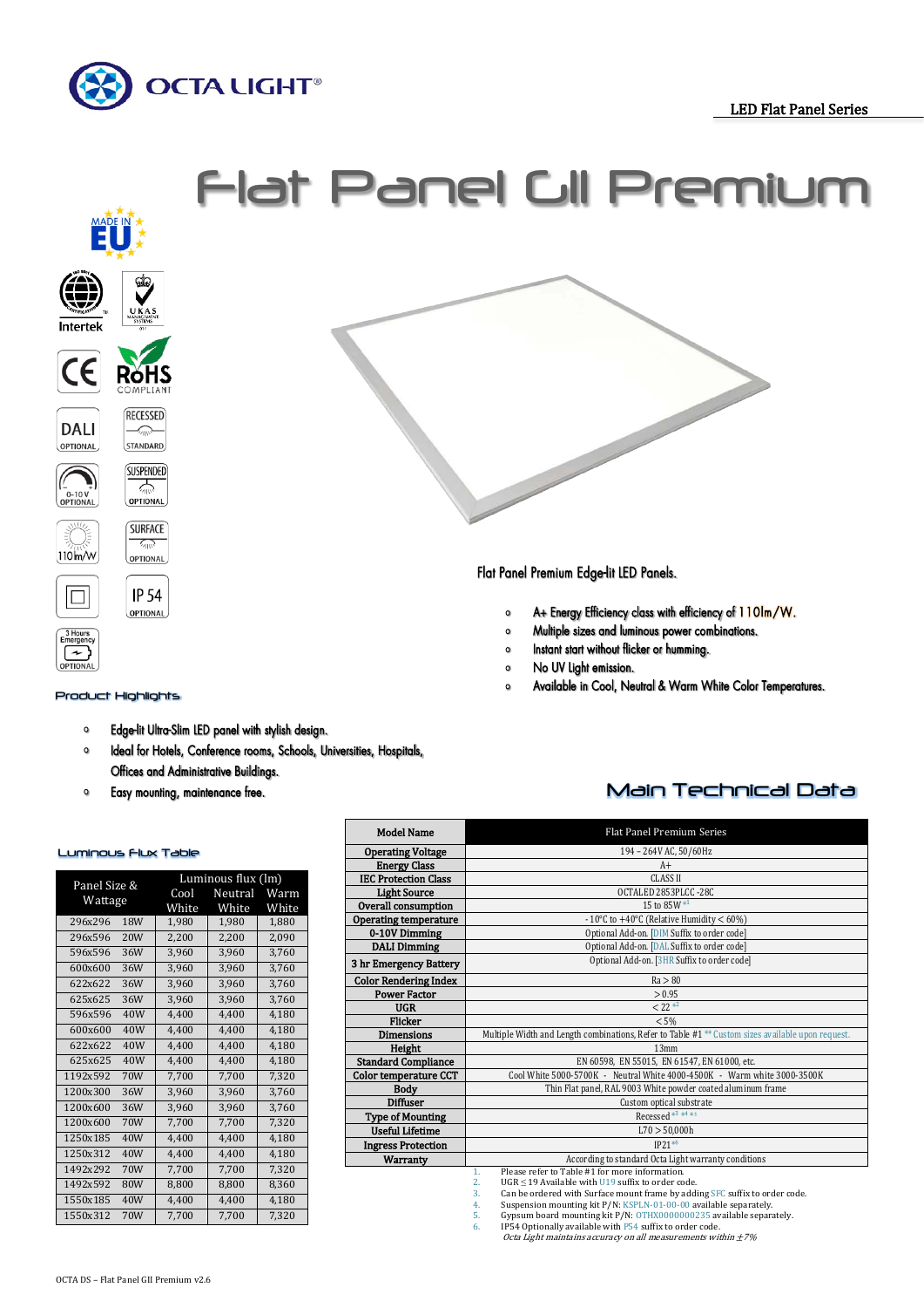OCTA LIGHT®

LED Flat Panel Series

# Flat Panel GII Premium

MADE IN EU

Intertek

UKAS MANAGEMENT SYSTEMS

CE

RoHS COMPLIANT

DALI OPTIONAL

RECESSED STANDARD

0-10 V OPTIONAL

SUSPENDED OPTIONAL

110lm/W

SURFACE OPTIONAL

IP 54 OPTIONAL

3 Hours Emergency OPTIONAL

Flat Panel Premium Edge-lit LED Panels.

- A+ Energy Efficiency class with efficiency of 110lm/W.
- Multiple sizes and luminous power combinations.
- Instant start without flicker or humming.
- No UV Light emission.
- Available in Cool, Neutral & Warm White Color Temperatures.

## Product Highlights

- Edge-lit Ultra-Slim LED panel with stylish design.
- Ideal for Hotels, Conference rooms, Schools, Universities, Hospitals, Offices and Administrative Buildings.
- Easy mounting, maintenance free.

## Luminous Flux Table

| Panel Size & Wattage | | Luminous flux (lm) | | |
|---|---|---|---|---|
| | | Cool White | Neutral White | Warm White |
| 296x296 | 18W | 1,980 | 1,980 | 1,880 |
| 296x596 | 20W | 2,200 | 2,200 | 2,090 |
| 596x596 | 36W | 3,960 | 3,960 | 3,760 |
| 600x600 | 36W | 3,960 | 3,960 | 3,760 |
| 622x622 | 36W | 3,960 | 3,960 | 3,760 |
| 625x625 | 36W | 3,960 | 3,960 | 3,760 |
| 596x596 | 40W | 4,400 | 4,400 | 4,180 |
| 600x600 | 40W | 4,400 | 4,400 | 4,180 |
| 622x622 | 40W | 4,400 | 4,400 | 4,180 |
| 625x625 | 40W | 4,400 | 4,400 | 4,180 |
| 1192x592 | 70W | 7,700 | 7,700 | 7,320 |
| 1200x300 | 36W | 3,960 | 3,960 | 3,760 |
| 1200x600 | 36W | 3,960 | 3,960 | 3,760 |
| 1200x600 | 70W | 7,700 | 7,700 | 7,320 |
| 1250x185 | 40W | 4,400 | 4,400 | 4,180 |
| 1250x312 | 40W | 4,400 | 4,400 | 4,180 |
| 1492x292 | 70W | 7,700 | 7,700 | 7,320 |
| 1492x592 | 80W | 8,800 | 8,800 | 8,360 |
| 1550x185 | 40W | 4,400 | 4,400 | 4,180 |
| 1550x312 | 70W | 7,700 | 7,700 | 7,320 |

## Main Technical Data

| Model Name | Flat Panel Premium Series |
|---|---|
| Operating Voltage | 194 – 264V AC, 50/60Hz |
| Energy Class | A+ |
| IEC Protection Class | CLASS II |
| Light Source | OCTALED 2853PLCC -28C |
| Overall consumption | 15 to 85W [*1] |
| Operating temperature | -10°C to +40°C (Relative Humidity < 60%) |
| 0-10V Dimming | Optional Add-on. [DIM Suffix to order code] |
| DALI Dimming | Optional Add-on. [DAL Suffix to order code] |
| 3 hr Emergency Battery | Optional Add-on. [3HR Suffix to order code] |
| Color Rendering Index | Ra > 80 |
| Power Factor | > 0.95 |
| UGR | < 22 [*2] |
| Flicker | < 5% |
| Dimensions | Multiple Width and Length combinations, Refer to Table #1 [*1] Custom sizes available upon request. |
| Height | 13mm |
| Standard Compliance | EN 60598, EN 55015, EN 61547, EN 61000, etc. |
| Color temperature CCT | Cool White 5000-5700K - Neutral White 4000-4500K - Warm white 3000-3500K |
| Body | Thin Flat panel, RAL 9003 White powder coated aluminum frame |
| Diffuser | Custom optical substrate |
| Type of Mounting | Recessed [*3 *4 *5] |
| Useful Lifetime | L70 > 50,000h |
| Ingress Protection | IP21 [*6] |
| Warranty | According to standard Octa Light warranty conditions |

1. Please refer to Table #1 for more information.
2. UGR ≤ 19 Available with U19 suffix to order code.
3. Can be ordered with Surface mount frame by adding SFC suffix to order code.
4. Suspension mounting kit P/N: KSPLN-01-00-00 available separately.
5. Gypsum board mounting kit P/N: OTHX0000000235 available separately.
6. IP54 Optionally available with P54 suffix to order code.

*Octa Light maintains accuracy on all measurements within ±7%*

OCTA DS – Flat Panel GII Premium v2.6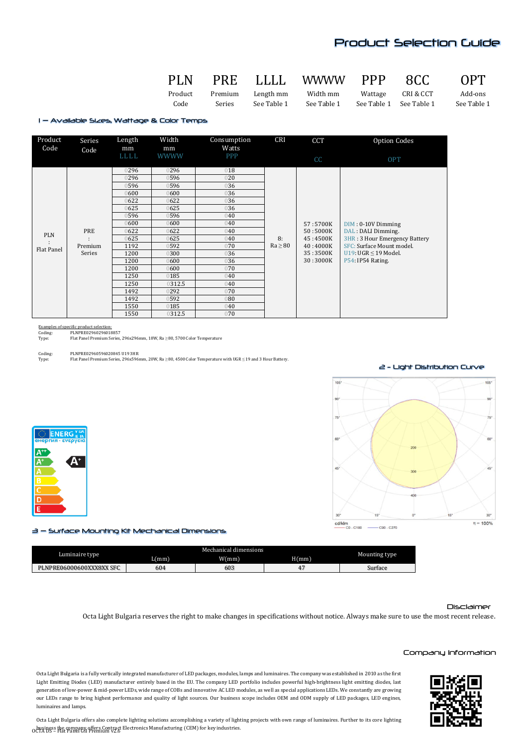# Product Selection Guide

| PLN | PRE | LLLL | WWWW | PPP | 8CC | OPT |
|---|---|---|---|---|---|---|
| Product Code | Premium Series | Length mm See Table 1 | Width mm See Table 1 | Wattage See Table 1 | CRI & CCT See Table 1 | Add-ons See Table 1 |

## 1 – Available Sizes, Wattage & Color Temps

| Product Code | Series Code | Length mm LLLL | Width mm WWWW | Consumption Watts PPP | CRI | CCT CC | Option Codes OPT |
|---|---|---|---|---|---|---|---|
| PLN : Flat Panel | PRE : Premium Series | 0296 | 0296 | 018 | 8: Ra ≥ 80 | 57 : 5700K<br>50 : 5000K<br>45 : 4500K<br>40 : 4000K<br>35 : 3500K<br>30 : 3000K | DIM : 0-10V Dimming<br>DAL : DALI Dimming.<br>3HR : 3 Hour Emergency Battery<br>SFC: Surface Mount model.<br>U19: UGR ≤ 19 Model.<br>P54: IP54 Rating. |
| | | 0296 | 0596 | 020 | | | |
| | | 0596 | 0596 | 036 | | | |
| | | 0600 | 0600 | 036 | | | |
| | | 0622 | 0622 | 036 | | | |
| | | 0625 | 0625 | 036 | | | |
| | | 0596 | 0596 | 040 | | | |
| | | 0600 | 0600 | 040 | | | |
| | | 0622 | 0622 | 040 | | | |
| | | 0625 | 0625 | 040 | | | |
| | | 1192 | 0592 | 070 | | | |
| | | 1200 | 0300 | 036 | | | |
| | | 1200 | 0600 | 036 | | | |
| | | 1200 | 0600 | 070 | | | |
| | | 1250 | 0185 | 040 | | | |
| | | 1250 | 0312.5 | 040 | | | |
| | | 1492 | 0292 | 070 | | | |
| | | 1492 | 0592 | 080 | | | |
| | | 1550 | 0185 | 040 | | | |
| | | 1550 | 0312.5 | 070 | | | |

Examples of specific product selection:

Coding: PLNPRE02960296018857
Type: Flat Panel Premium Series, 296x296mm, 18W, Ra ≥80, 5700 Color Temperature

Coding: PLNPRE02960596020845 U193HR
Type: Flat Panel Premium Series, 296x596mm, 20W, Ra ≥80, 4500 Color Temperature with UGR ≤ 19 and 3 Hour Battery.

## 2 – Light Distribution Curve

105° 105°
90° 90°
75° 75°
60° 60°
45° 45°
30° 15° 0° 15° 30°
200
300
400
cd/klm
C0 - C180 C90 - C270
η = 100%

ENERGY
A++
A+
A
B
C
D
E
A+

## 3 – Surface Mounting Kit Mechanical Dimensions

| Luminaire type | Mechanical dimensions L(mm) | W(mm) | H(mm) | Mounting type |
|---|---|---|---|---|
| PLNPRE06000600XXX8XX SFC | 604 | 603 | 47 | Surface |

### Disclaimer

Octa Light Bulgaria reserves the right to make changes in specifications without notice. Always make sure to use the most recent release.

### Company Information

Octa Light Bulgaria is a fully vertically integrated manufacturer of LED packages, modules, lamps and luminaires. The company was established in 2010 as the first Light Emitting Diodes (LED) manufacturer entirely based in the EU. The company LED portfolio includes powerful high-brightness light emitting diodes, last generation of low-power & mid-power LEDs, wide range of COBs and innovative AC LED modules, as well as special applications LEDs. We constantly are growing our LEDs range to bring highest performance and quality of light sources. Our business scope includes OEM and ODM supply of LED packages, LED engines, luminaires and lamps.

Octa Light Bulgaria offers also complete lighting solutions accomplishing a variety of lighting projects with own range of luminaires. Further to its core lighting business the company offers Contract Electronics Manufacturing (CEM) for key industries.